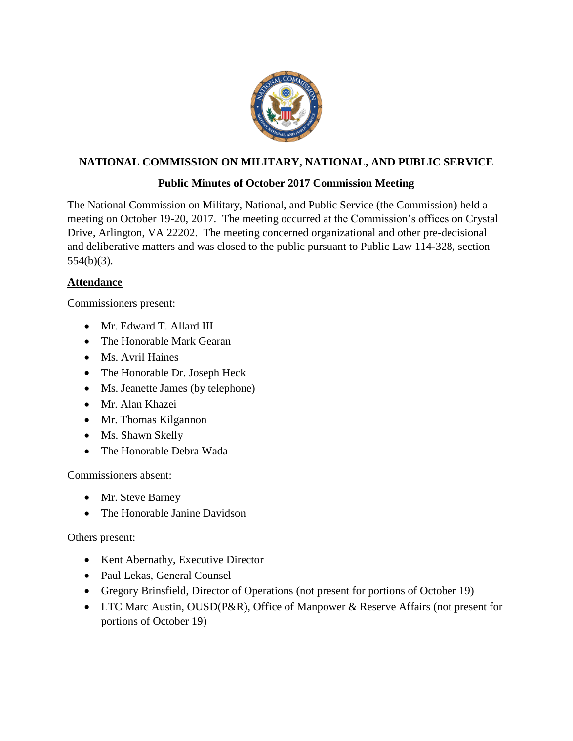## NATIONAL COMMISSION ON MILITARY, NATIONAL, AND PUBLIC SERVICE

### Public Minutes of October 2017 Commission Meeting

The National Commission on Military, National, and Public Service (the Commission) held a meeting on October 19-20, 2017. The meeting occurred at the Commission's offices on Crystal Drive, Arlington, VA 22202. The meeting concerned organizational and other pre-decisional and deliberative matters and was closed to the public pursuant to Public Law 114-328, section 554(b)(3).

**Attendance**

Commissioners present:

- Mr. Edward T. Allard III
- The Honorable Mark Gearan
- Ms. Avril Haines
- The Honorable Dr. Joseph Heck
- Ms. Jeanette James (by telephone)
- Mr. Alan Khazei
- Mr. Thomas Kilgannon
- Ms. Shawn Skelly
- The Honorable Debra Wada

Commissioners absent:

- Mr. Steve Barney
- The Honorable Janine Davidson

Others present:

- Kent Abernathy, Executive Director
- Paul Lekas, General Counsel
- Gregory Brinsfield, Director of Operations (not present for portions of October 19)
- LTC Marc Austin, OUSD(P&R), Office of Manpower & Reserve Affairs (not present for portions of October 19)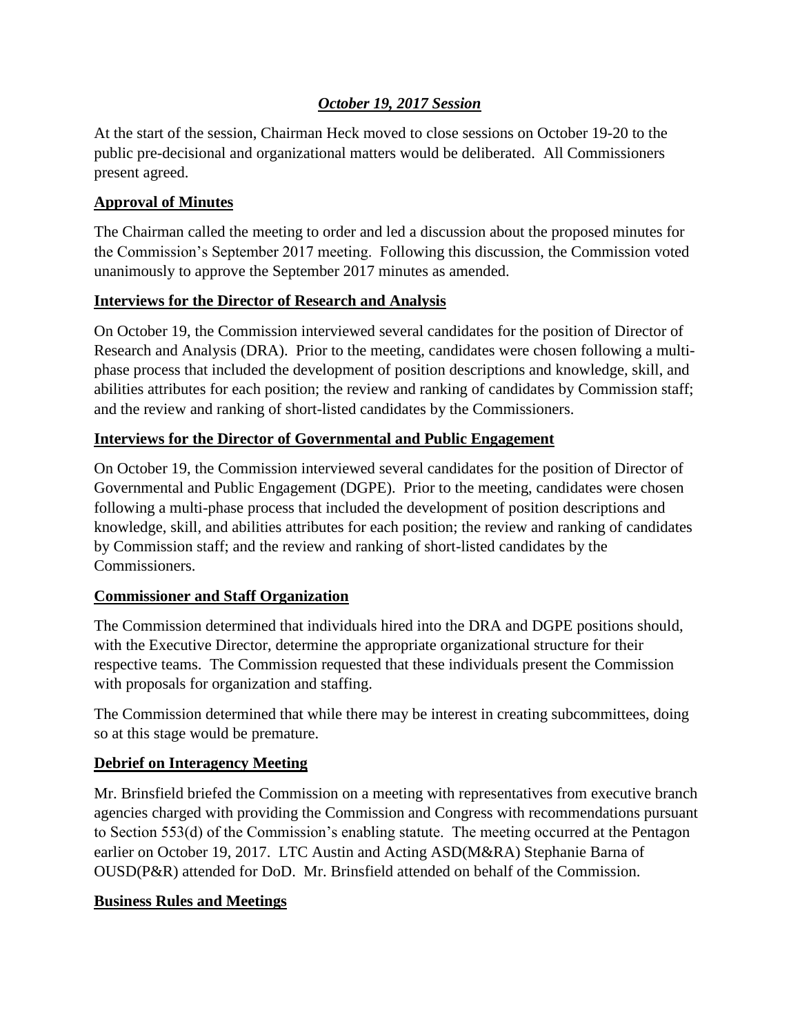## ***October 19, 2017 Session***

At the start of the session, Chairman Heck moved to close sessions on October 19-20 to the public pre-decisional and organizational matters would be deliberated. All Commissioners present agreed.

### **Approval of Minutes**

The Chairman called the meeting to order and led a discussion about the proposed minutes for the Commission's September 2017 meeting. Following this discussion, the Commission voted unanimously to approve the September 2017 minutes as amended.

### **Interviews for the Director of Research and Analysis**

On October 19, the Commission interviewed several candidates for the position of Director of Research and Analysis (DRA). Prior to the meeting, candidates were chosen following a multi-phase process that included the development of position descriptions and knowledge, skill, and abilities attributes for each position; the review and ranking of candidates by Commission staff; and the review and ranking of short-listed candidates by the Commissioners.

### **Interviews for the Director of Governmental and Public Engagement**

On October 19, the Commission interviewed several candidates for the position of Director of Governmental and Public Engagement (DGPE). Prior to the meeting, candidates were chosen following a multi-phase process that included the development of position descriptions and knowledge, skill, and abilities attributes for each position; the review and ranking of candidates by Commission staff; and the review and ranking of short-listed candidates by the Commissioners.

### **Commissioner and Staff Organization**

The Commission determined that individuals hired into the DRA and DGPE positions should, with the Executive Director, determine the appropriate organizational structure for their respective teams. The Commission requested that these individuals present the Commission with proposals for organization and staffing.

The Commission determined that while there may be interest in creating subcommittees, doing so at this stage would be premature.

### **Debrief on Interagency Meeting**

Mr. Brinsfield briefed the Commission on a meeting with representatives from executive branch agencies charged with providing the Commission and Congress with recommendations pursuant to Section 553(d) of the Commission's enabling statute. The meeting occurred at the Pentagon earlier on October 19, 2017. LTC Austin and Acting ASD(M&RA) Stephanie Barna of OUSD(P&R) attended for DoD. Mr. Brinsfield attended on behalf of the Commission.

### **Business Rules and Meetings**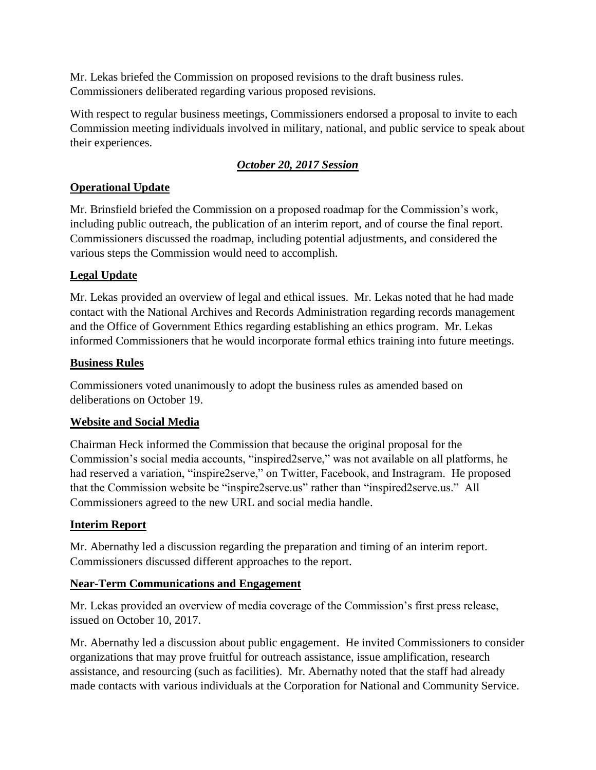Mr. Lekas briefed the Commission on proposed revisions to the draft business rules. Commissioners deliberated regarding various proposed revisions.

With respect to regular business meetings, Commissioners endorsed a proposal to invite to each Commission meeting individuals involved in military, national, and public service to speak about their experiences.

## ***October 20, 2017 Session***

### **Operational Update**

Mr. Brinsfield briefed the Commission on a proposed roadmap for the Commission's work, including public outreach, the publication of an interim report, and of course the final report. Commissioners discussed the roadmap, including potential adjustments, and considered the various steps the Commission would need to accomplish.

### **Legal Update**

Mr. Lekas provided an overview of legal and ethical issues. Mr. Lekas noted that he had made contact with the National Archives and Records Administration regarding records management and the Office of Government Ethics regarding establishing an ethics program. Mr. Lekas informed Commissioners that he would incorporate formal ethics training into future meetings.

### **Business Rules**

Commissioners voted unanimously to adopt the business rules as amended based on deliberations on October 19.

### **Website and Social Media**

Chairman Heck informed the Commission that because the original proposal for the Commission's social media accounts, "inspired2serve," was not available on all platforms, he had reserved a variation, "inspire2serve," on Twitter, Facebook, and Instragram. He proposed that the Commission website be "inspire2serve.us" rather than "inspired2serve.us." All Commissioners agreed to the new URL and social media handle.

### **Interim Report**

Mr. Abernathy led a discussion regarding the preparation and timing of an interim report. Commissioners discussed different approaches to the report.

### **Near-Term Communications and Engagement**

Mr. Lekas provided an overview of media coverage of the Commission's first press release, issued on October 10, 2017.

Mr. Abernathy led a discussion about public engagement. He invited Commissioners to consider organizations that may prove fruitful for outreach assistance, issue amplification, research assistance, and resourcing (such as facilities). Mr. Abernathy noted that the staff had already made contacts with various individuals at the Corporation for National and Community Service.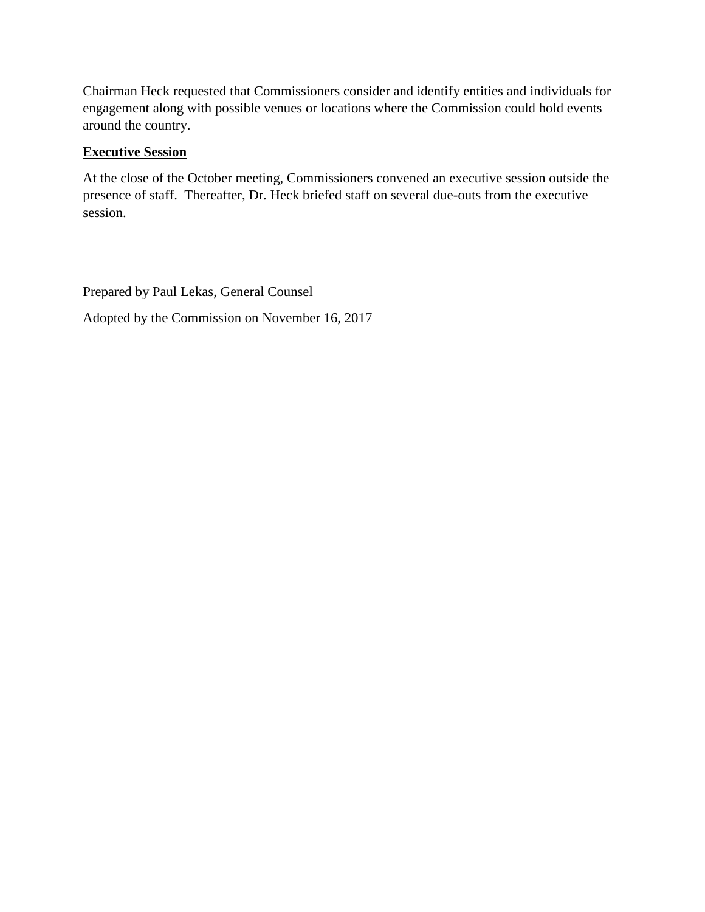Chairman Heck requested that Commissioners consider and identify entities and individuals for engagement along with possible venues or locations where the Commission could hold events around the country.

**Executive Session**

At the close of the October meeting, Commissioners convened an executive session outside the presence of staff. Thereafter, Dr. Heck briefed staff on several due-outs from the executive session.

Prepared by Paul Lekas, General Counsel

Adopted by the Commission on November 16, 2017